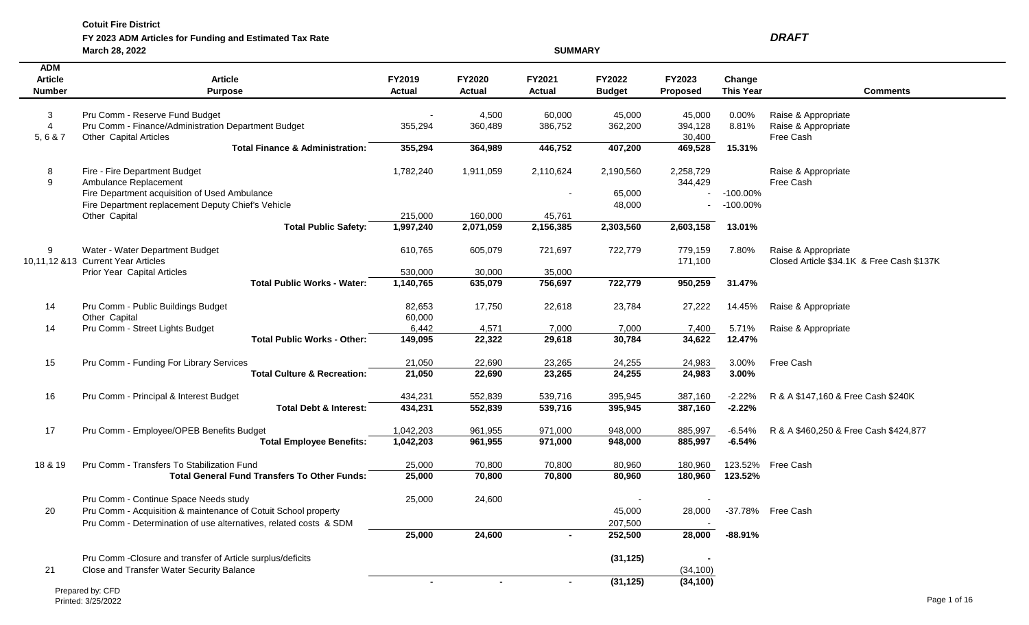**Cotuit Fire District**

**FY 2023 ADM Articles for Funding and Estimated Tax Rate**

**March 28, 2022**

***DRAFT***

**SUMMARY**

| ADM Article Number | Article Purpose | FY2019 Actual | FY2020 Actual | FY2021 Actual | FY2022 Budget | FY2023 Proposed | Change This Year | Comments |
|---|---|---|---|---|---|---|---|---|
| 3 | Pru Comm - Reserve Fund Budget | - | 4,500 | 60,000 | 45,000 | 45,000 | 0.00% | Raise & Appropriate |
| 4 | Pru Comm - Finance/Administration Department Budget | 355,294 | 360,489 | 386,752 | 362,200 | 394,128 | 8.81% | Raise & Appropriate |
| 5, 6 & 7 | Other Capital Articles | | | | | 30,400 | | Free Cash |
| | **Total Finance & Administration:** | **355,294** | **364,989** | **446,752** | **407,200** | **469,528** | **15.31%** | |
| 8 | Fire - Fire Department Budget | 1,782,240 | 1,911,059 | 2,110,624 | 2,190,560 | 2,258,729 | | Raise & Appropriate |
| 9 | Ambulance Replacement | | | | | 344,429 | | Free Cash |
| | Fire Department acquisition of Used Ambulance | | | - | 65,000 | - | -100.00% | |
| | Fire Department replacement Deputy Chief's Vehicle | | | | 48,000 | - | -100.00% | |
| | Other Capital | 215,000 | 160,000 | 45,761 | | | | |
| | **Total Public Safety:** | **1,997,240** | **2,071,059** | **2,156,385** | **2,303,560** | **2,603,158** | **13.01%** | |
| 9 | Water - Water Department Budget | 610,765 | 605,079 | 721,697 | 722,779 | 779,159 | 7.80% | Raise & Appropriate |
| 10,11,12 &13 | Current Year Articles | | | | | 171,100 | | Closed Article $34.1K & Free Cash $137K |
| | Prior Year Capital Articles | 530,000 | 30,000 | 35,000 | | | | |
| | **Total Public Works - Water:** | **1,140,765** | **635,079** | **756,697** | **722,779** | **950,259** | **31.47%** | |
| 14 | Pru Comm - Public Buildings Budget | 82,653 | 17,750 | 22,618 | 23,784 | 27,222 | 14.45% | Raise & Appropriate |
| | Other Capital | 60,000 | | | | | | |
| 14 | Pru Comm - Street Lights Budget | 6,442 | 4,571 | 7,000 | 7,000 | 7,400 | 5.71% | Raise & Appropriate |
| | **Total Public Works - Other:** | **149,095** | **22,322** | **29,618** | **30,784** | **34,622** | **12.47%** | |
| 15 | Pru Comm - Funding For Library Services | 21,050 | 22,690 | 23,265 | 24,255 | 24,983 | 3.00% | Free Cash |
| | **Total Culture & Recreation:** | **21,050** | **22,690** | **23,265** | **24,255** | **24,983** | **3.00%** | |
| 16 | Pru Comm - Principal & Interest Budget | 434,231 | 552,839 | 539,716 | 395,945 | 387,160 | -2.22% | R & A $147,160 & Free Cash $240K |
| | **Total Debt & Interest:** | **434,231** | **552,839** | **539,716** | **395,945** | **387,160** | **-2.22%** | |
| 17 | Pru Comm - Employee/OPEB Benefits Budget | 1,042,203 | 961,955 | 971,000 | 948,000 | 885,997 | -6.54% | R & A $460,250 & Free Cash $424,877 |
| | **Total Employee Benefits:** | **1,042,203** | **961,955** | **971,000** | **948,000** | **885,997** | **-6.54%** | |
| 18 & 19 | Pru Comm - Transfers To Stabilization Fund | 25,000 | 70,800 | 70,800 | 80,960 | 180,960 | 123.52% | Free Cash |
| | **Total General Fund Transfers To Other Funds:** | **25,000** | **70,800** | **70,800** | **80,960** | **180,960** | **123.52%** | |
| | Pru Comm - Continue Space Needs study | 25,000 | 24,600 | | - | - | | |
| 20 | Pru Comm - Acquisition & maintenance of Cotuit School property | | | | 45,000 | 28,000 | -37.78% | Free Cash |
| | Pru Comm - Determination of use alternatives, related costs & SDM | | | | 207,500 | - | | |
| | | **25,000** | **24,600** | **-** | **252,500** | **28,000** | **-88.91%** | |
| | Pru Comm -Closure and transfer of Article surplus/deficits | | | | **(31,125)** | **-** | | |
| 21 | Close and Transfer Water Security Balance | | | | | (34,100) | | |
| | | **-** | **-** | **-** | **(31,125)** | **(34,100)** | | |

Prepared by: CFD

Printed: 3/25/2022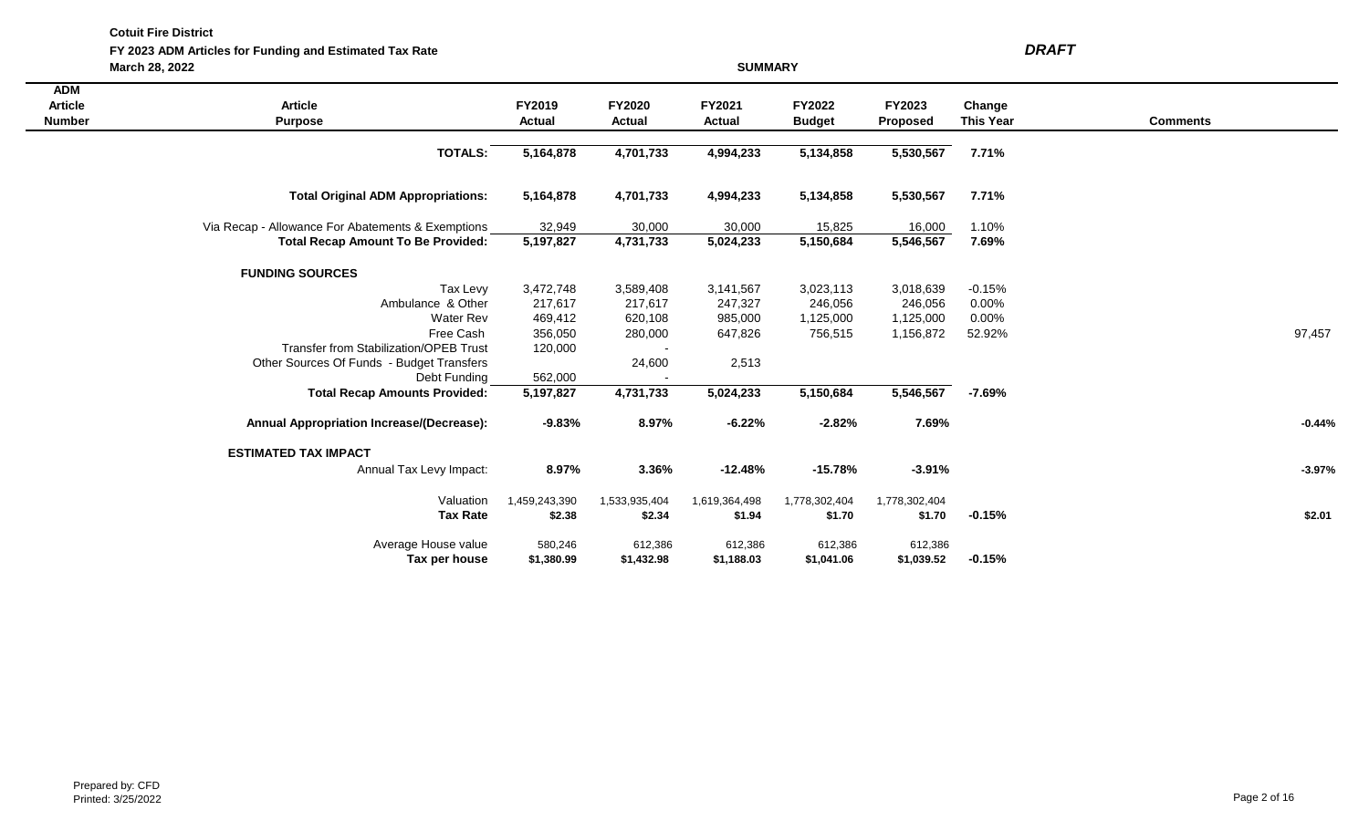**Cotuit Fire District**

**FY 2023 ADM Articles for Funding and Estimated Tax Rate**

***DRAFT***

**March 28, 2022**

**SUMMARY**

| ADM Article Number | Article Purpose | FY2019 Actual | FY2020 Actual | FY2021 Actual | FY2022 Budget | FY2023 Proposed | Change This Year | Comments |
|---|---|---|---|---|---|---|---|---|
| | **TOTALS:** | **5,164,878** | **4,701,733** | **4,994,233** | **5,134,858** | **5,530,567** | **7.71%** | |
| | **Total Original ADM Appropriations:** | **5,164,878** | **4,701,733** | **4,994,233** | **5,134,858** | **5,530,567** | **7.71%** | |
| | Via Recap - Allowance For Abatements & Exemptions | 32,949 | 30,000 | 30,000 | 15,825 | 16,000 | 1.10% | |
| | **Total Recap Amount To Be Provided:** | **5,197,827** | **4,731,733** | **5,024,233** | **5,150,684** | **5,546,567** | **7.69%** | |
| | **FUNDING SOURCES** | | | | | | | |
| | Tax Levy | 3,472,748 | 3,589,408 | 3,141,567 | 3,023,113 | 3,018,639 | -0.15% | |
| | Ambulance & Other | 217,617 | 217,617 | 247,327 | 246,056 | 246,056 | 0.00% | |
| | Water Rev | 469,412 | 620,108 | 985,000 | 1,125,000 | 1,125,000 | 0.00% | |
| | Free Cash | 356,050 | 280,000 | 647,826 | 756,515 | 1,156,872 | 52.92% | 97,457 |
| | Transfer from Stabilization/OPEB Trust | 120,000 | - | | | | | |
| | Other Sources Of Funds - Budget Transfers | | 24,600 | 2,513 | | | | |
| | Debt Funding | 562,000 | - | | | | | |
| | **Total Recap Amounts Provided:** | **5,197,827** | **4,731,733** | **5,024,233** | **5,150,684** | **5,546,567** | **-7.69%** | |
| | **Annual Appropriation Increase/(Decrease):** | **-9.83%** | **8.97%** | **-6.22%** | **-2.82%** | **7.69%** | | **-0.44%** |
| | **ESTIMATED TAX IMPACT** | | | | | | | |
| | Annual Tax Levy Impact: | **8.97%** | **3.36%** | **-12.48%** | **-15.78%** | **-3.91%** | | **-3.97%** |
| | Valuation | 1,459,243,390 | 1,533,935,404 | 1,619,364,498 | 1,778,302,404 | 1,778,302,404 | | |
| | **Tax Rate** | **$2.38** | **$2.34** | **$1.94** | **$1.70** | **$1.70** | **-0.15%** | **$2.01** |
| | Average House value | 580,246 | 612,386 | 612,386 | 612,386 | 612,386 | | |
| | **Tax per house** | **$1,380.99** | **$1,432.98** | **$1,188.03** | **$1,041.06** | **$1,039.52** | **-0.15%** | |

Prepared by: CFD
Printed: 3/25/2022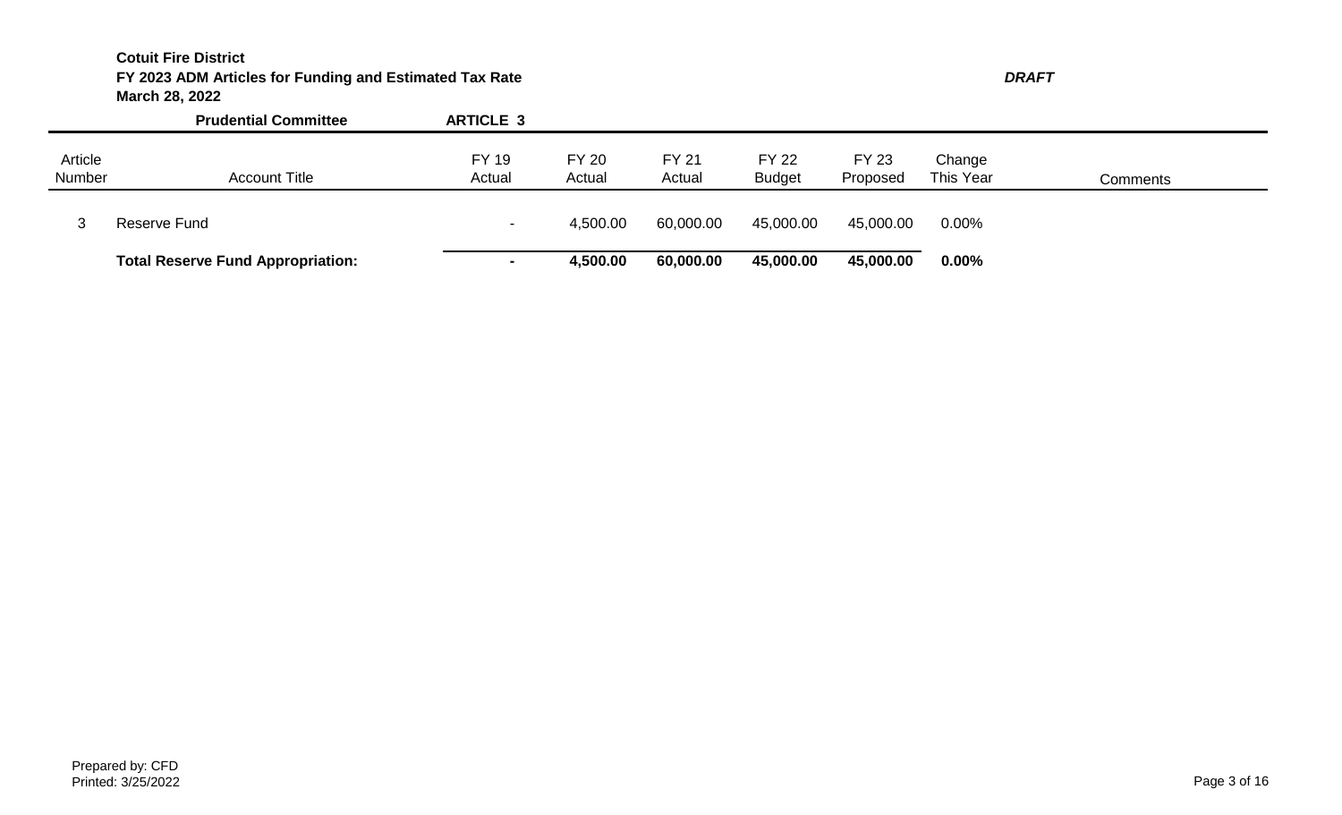**Cotuit Fire District**
**FY 2023 ADM Articles for Funding and Estimated Tax Rate** ***DRAFT***
**March 28, 2022**

**Prudential Committee** **ARTICLE 3**

| Article Number | Account Title | FY 19 Actual | FY 20 Actual | FY 21 Actual | FY 22 Budget | FY 23 Proposed | Change This Year | Comments |
|---|---|---|---|---|---|---|---|---|
| 3 | Reserve Fund | - | 4,500.00 | 60,000.00 | 45,000.00 | 45,000.00 | 0.00% | |
| | **Total Reserve Fund Appropriation:** | **-** | **4,500.00** | **60,000.00** | **45,000.00** | **45,000.00** | **0.00%** | |

Prepared by: CFD
Printed: 3/25/2022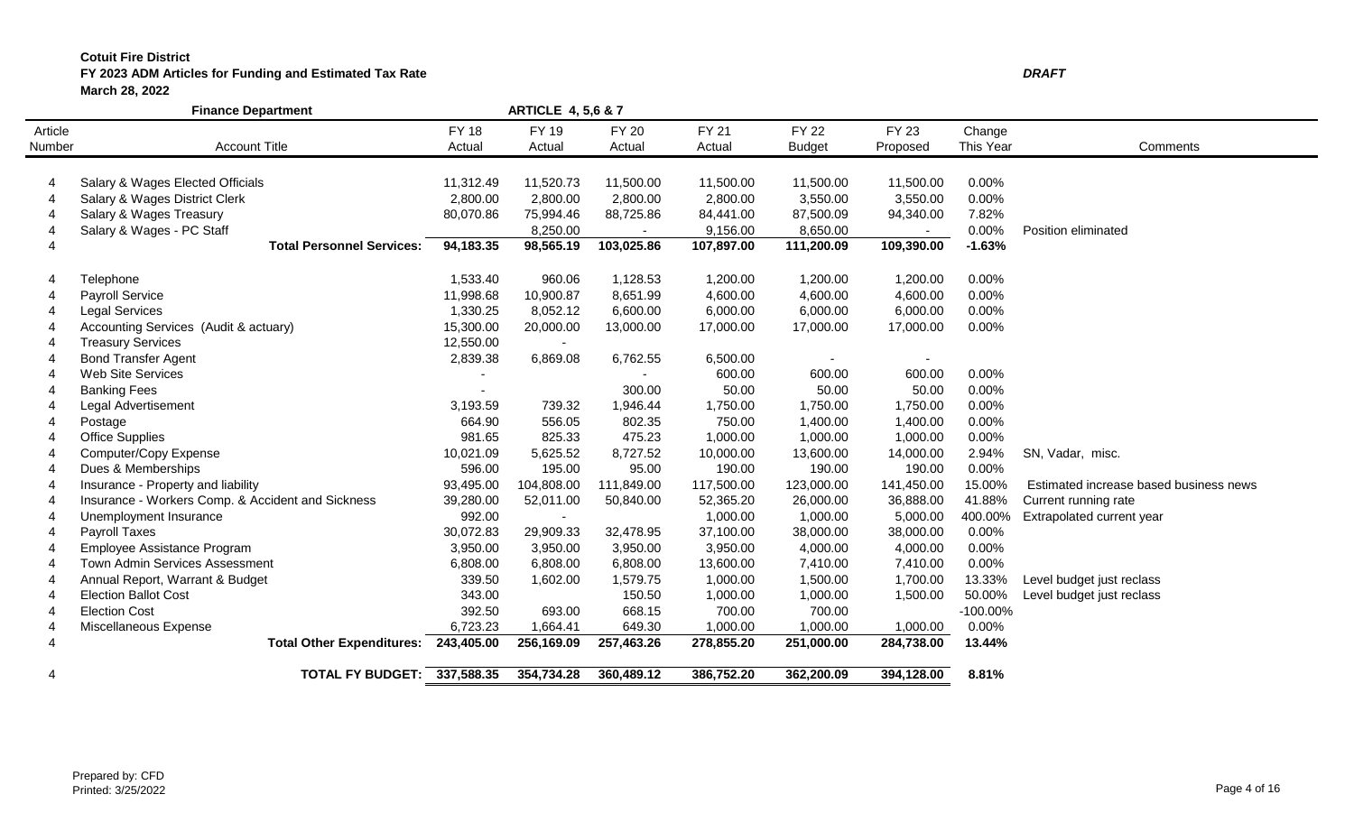**Cotuit Fire District**
**FY 2023 ADM Articles for Funding and Estimated Tax Rate** *DRAFT*
**March 28, 2022**

**Finance Department** **ARTICLE 4, 5,6 & 7**

| Article Number | Account Title | FY 18 Actual | FY 19 Actual | FY 20 Actual | FY 21 Actual | FY 22 Budget | FY 23 Proposed | Change This Year | Comments |
|---|---|---|---|---|---|---|---|---|---|
| 4 | Salary & Wages Elected Officials | 11,312.49 | 11,520.73 | 11,500.00 | 11,500.00 | 11,500.00 | 11,500.00 | 0.00% | |
| 4 | Salary & Wages District Clerk | 2,800.00 | 2,800.00 | 2,800.00 | 2,800.00 | 3,550.00 | 3,550.00 | 0.00% | |
| 4 | Salary & Wages Treasury | 80,070.86 | 75,994.46 | 88,725.86 | 84,441.00 | 87,500.09 | 94,340.00 | 7.82% | |
| 4 | Salary & Wages - PC Staff | | 8,250.00 | - | 9,156.00 | 8,650.00 | - | 0.00% | Position eliminated |
| 4 | **Total Personnel Services:** | **94,183.35** | **98,565.19** | **103,025.86** | **107,897.00** | **111,200.09** | **109,390.00** | **-1.63%** | |
| 4 | Telephone | 1,533.40 | 960.06 | 1,128.53 | 1,200.00 | 1,200.00 | 1,200.00 | 0.00% | |
| 4 | Payroll Service | 11,998.68 | 10,900.87 | 8,651.99 | 4,600.00 | 4,600.00 | 4,600.00 | 0.00% | |
| 4 | Legal Services | 1,330.25 | 8,052.12 | 6,600.00 | 6,000.00 | 6,000.00 | 6,000.00 | 0.00% | |
| 4 | Accounting Services (Audit & actuary) | 15,300.00 | 20,000.00 | 13,000.00 | 17,000.00 | 17,000.00 | 17,000.00 | 0.00% | |
| 4 | Treasury Services | 12,550.00 | - | | | | | | |
| 4 | Bond Transfer Agent | 2,839.38 | 6,869.08 | 6,762.55 | 6,500.00 | - | - | | |
| 4 | Web Site Services | - | | - | 600.00 | 600.00 | 600.00 | 0.00% | |
| 4 | Banking Fees | - | | 300.00 | 50.00 | 50.00 | 50.00 | 0.00% | |
| 4 | Legal Advertisement | 3,193.59 | 739.32 | 1,946.44 | 1,750.00 | 1,750.00 | 1,750.00 | 0.00% | |
| 4 | Postage | 664.90 | 556.05 | 802.35 | 750.00 | 1,400.00 | 1,400.00 | 0.00% | |
| 4 | Office Supplies | 981.65 | 825.33 | 475.23 | 1,000.00 | 1,000.00 | 1,000.00 | 0.00% | |
| 4 | Computer/Copy Expense | 10,021.09 | 5,625.52 | 8,727.52 | 10,000.00 | 13,600.00 | 14,000.00 | 2.94% | SN, Vadar, misc. |
| 4 | Dues & Memberships | 596.00 | 195.00 | 95.00 | 190.00 | 190.00 | 190.00 | 0.00% | |
| 4 | Insurance - Property and liability | 93,495.00 | 104,808.00 | 111,849.00 | 117,500.00 | 123,000.00 | 141,450.00 | 15.00% | Estimated increase based business news |
| 4 | Insurance - Workers Comp. & Accident and Sickness | 39,280.00 | 52,011.00 | 50,840.00 | 52,365.20 | 26,000.00 | 36,888.00 | 41.88% | Current running rate |
| 4 | Unemployment Insurance | 992.00 | - | | 1,000.00 | 1,000.00 | 5,000.00 | 400.00% | Extrapolated current year |
| 4 | Payroll Taxes | 30,072.83 | 29,909.33 | 32,478.95 | 37,100.00 | 38,000.00 | 38,000.00 | 0.00% | |
| 4 | Employee Assistance Program | 3,950.00 | 3,950.00 | 3,950.00 | 3,950.00 | 4,000.00 | 4,000.00 | 0.00% | |
| 4 | Town Admin Services Assessment | 6,808.00 | 6,808.00 | 6,808.00 | 13,600.00 | 7,410.00 | 7,410.00 | 0.00% | |
| 4 | Annual Report, Warrant & Budget | 339.50 | 1,602.00 | 1,579.75 | 1,000.00 | 1,500.00 | 1,700.00 | 13.33% | Level budget just reclass |
| 4 | Election Ballot Cost | 343.00 | | 150.50 | 1,000.00 | 1,000.00 | 1,500.00 | 50.00% | Level budget just reclass |
| 4 | Election Cost | 392.50 | 693.00 | 668.15 | 700.00 | 700.00 | | -100.00% | |
| 4 | Miscellaneous Expense | 6,723.23 | 1,664.41 | 649.30 | 1,000.00 | 1,000.00 | 1,000.00 | 0.00% | |
| 4 | **Total Other Expenditures:** | **243,405.00** | **256,169.09** | **257,463.26** | **278,855.20** | **251,000.00** | **284,738.00** | **13.44%** | |
| 4 | **TOTAL FY BUDGET:** | **337,588.35** | **354,734.28** | **360,489.12** | **386,752.20** | **362,200.09** | **394,128.00** | **8.81%** | |

Prepared by: CFD
Printed: 3/25/2022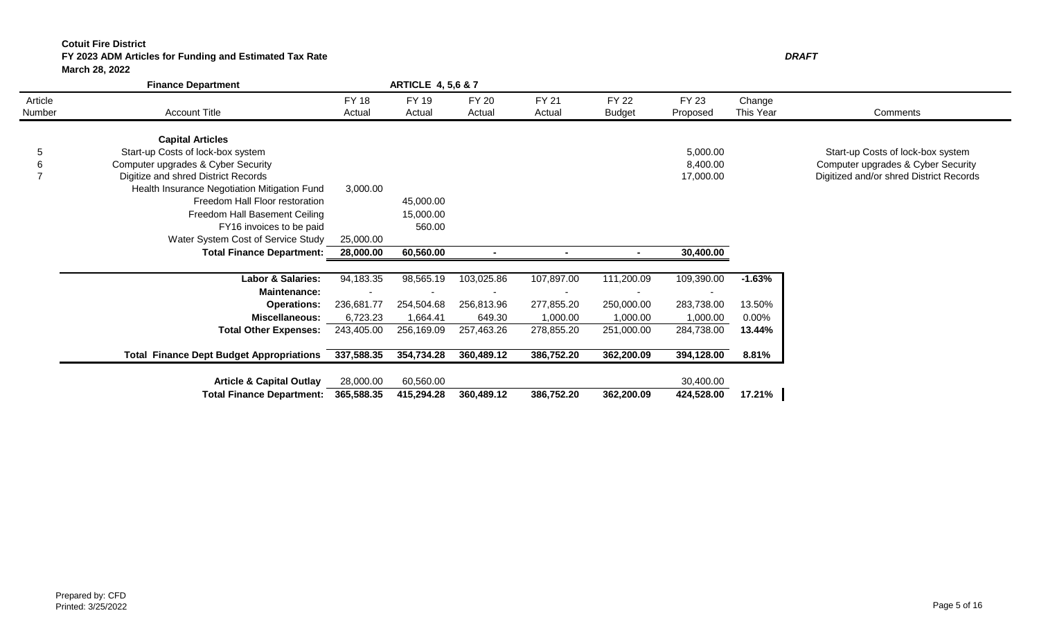**Cotuit Fire District**
**FY 2023 ADM Articles for Funding and Estimated Tax Rate** ***DRAFT***
**March 28, 2022**

| Article Number | Account Title | FY 18 Actual | FY 19 Actual | FY 20 Actual | FY 21 Actual | FY 22 Budget | FY 23 Proposed | Change This Year | Comments |
|---|---|---|---|---|---|---|---|---|---|
| | **Finance Department** | | **ARTICLE 4, 5,6 & 7** | | | | | | |
| | **Capital Articles** | | | | | | | | |
| 5 | Start-up Costs of lock-box system | | | | | | 5,000.00 | | Start-up Costs of lock-box system |
| 6 | Computer upgrades & Cyber Security | | | | | | 8,400.00 | | Computer upgrades & Cyber Security |
| 7 | Digitize and shred District Records | | | | | | 17,000.00 | | Digitized and/or shred District Records |
| | Health Insurance Negotiation Mitigation Fund | 3,000.00 | | | | | | | |
| | Freedom Hall Floor restoration | | 45,000.00 | | | | | | |
| | Freedom Hall Basement Ceiling | | 15,000.00 | | | | | | |
| | FY16 invoices to be paid | | 560.00 | | | | | | |
| | Water System Cost of Service Study | 25,000.00 | | | | | | | |
| | **Total Finance Department:** | **28,000.00** | **60,560.00** | **-** | **-** | **-** | **30,400.00** | | |
| | **Labor & Salaries:** | 94,183.35 | 98,565.19 | 103,025.86 | 107,897.00 | 111,200.09 | 109,390.00 | **-1.63%** | |
| | **Maintenance:** | - | - | - | - | - | - | | |
| | **Operations:** | 236,681.77 | 254,504.68 | 256,813.96 | 277,855.20 | 250,000.00 | 283,738.00 | 13.50% | |
| | **Miscellaneous:** | 6,723.23 | 1,664.41 | 649.30 | 1,000.00 | 1,000.00 | 1,000.00 | 0.00% | |
| | **Total Other Expenses:** | 243,405.00 | 256,169.09 | 257,463.26 | 278,855.20 | 251,000.00 | 284,738.00 | **13.44%** | |
| | **Total Finance Dept Budget Appropriations** | **337,588.35** | **354,734.28** | **360,489.12** | **386,752.20** | **362,200.09** | **394,128.00** | **8.81%** | |
| | **Article & Capital Outlay** | 28,000.00 | 60,560.00 | | | | 30,400.00 | | |
| | **Total Finance Department:** | **365,588.35** | **415,294.28** | **360,489.12** | **386,752.20** | **362,200.09** | **424,528.00** | **17.21%** | |

Prepared by: CFD
Printed: 3/25/2022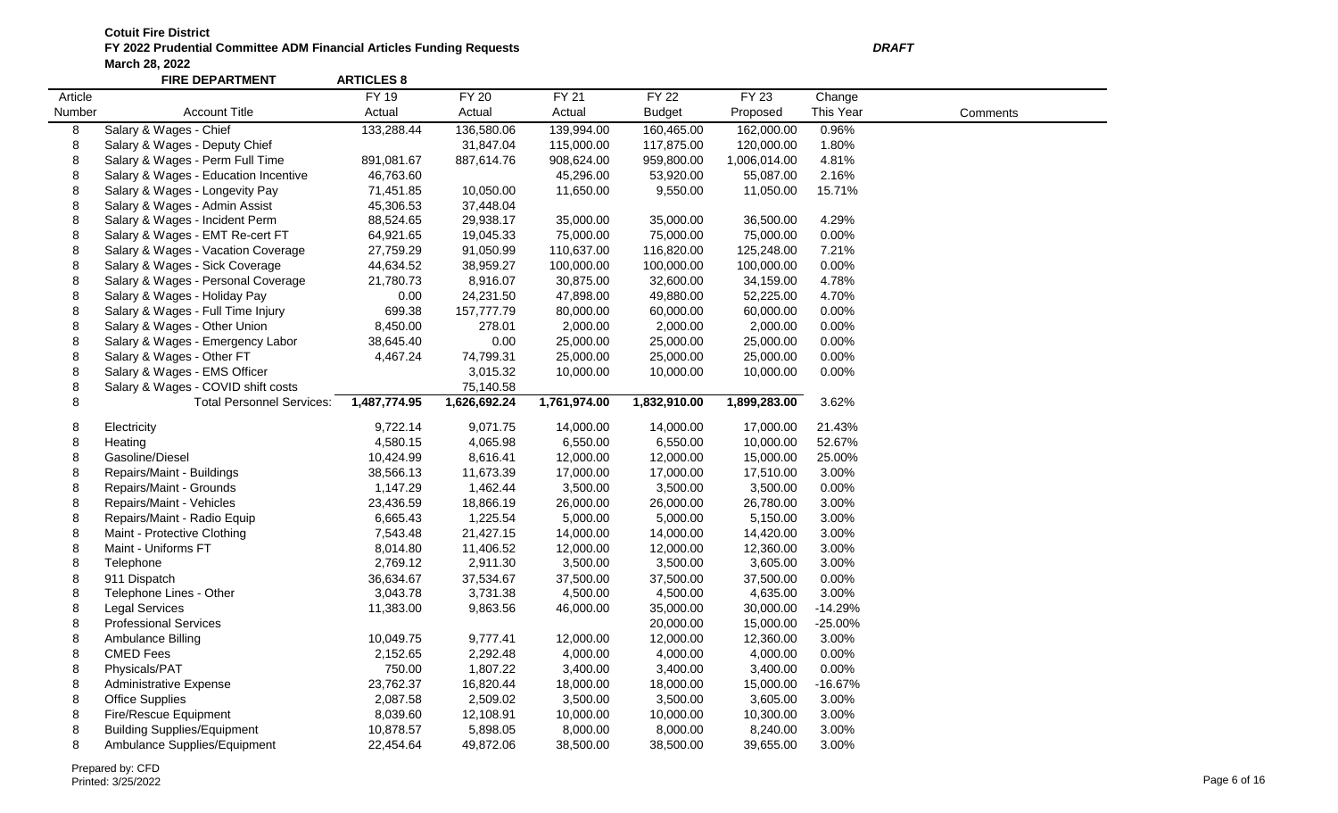**Cotuit Fire District**

**FY 2022 Prudential Committee ADM Financial Articles Funding Requests** *DRAFT*

**March 28, 2022**

**FIRE DEPARTMENT** **ARTICLES 8**

| Article Number | Account Title | FY 19 Actual | FY 20 Actual | FY 21 Actual | FY 22 Budget | FY 23 Proposed | Change This Year | Comments |
|---|---|---|---|---|---|---|---|---|
| 8 | Salary & Wages - Chief | 133,288.44 | 136,580.06 | 139,994.00 | 160,465.00 | 162,000.00 | 0.96% | |
| 8 | Salary & Wages - Deputy Chief | | 31,847.04 | 115,000.00 | 117,875.00 | 120,000.00 | 1.80% | |
| 8 | Salary & Wages - Perm Full Time | 891,081.67 | 887,614.76 | 908,624.00 | 959,800.00 | 1,006,014.00 | 4.81% | |
| 8 | Salary & Wages - Education Incentive | 46,763.60 | | 45,296.00 | 53,920.00 | 55,087.00 | 2.16% | |
| 8 | Salary & Wages - Longevity Pay | 71,451.85 | 10,050.00 | 11,650.00 | 9,550.00 | 11,050.00 | 15.71% | |
| 8 | Salary & Wages - Admin Assist | 45,306.53 | 37,448.04 | | | | | |
| 8 | Salary & Wages - Incident Perm | 88,524.65 | 29,938.17 | 35,000.00 | 35,000.00 | 36,500.00 | 4.29% | |
| 8 | Salary & Wages - EMT Re-cert FT | 64,921.65 | 19,045.33 | 75,000.00 | 75,000.00 | 75,000.00 | 0.00% | |
| 8 | Salary & Wages - Vacation Coverage | 27,759.29 | 91,050.99 | 110,637.00 | 116,820.00 | 125,248.00 | 7.21% | |
| 8 | Salary & Wages - Sick Coverage | 44,634.52 | 38,959.27 | 100,000.00 | 100,000.00 | 100,000.00 | 0.00% | |
| 8 | Salary & Wages - Personal Coverage | 21,780.73 | 8,916.07 | 30,875.00 | 32,600.00 | 34,159.00 | 4.78% | |
| 8 | Salary & Wages - Holiday Pay | 0.00 | 24,231.50 | 47,898.00 | 49,880.00 | 52,225.00 | 4.70% | |
| 8 | Salary & Wages - Full Time Injury | 699.38 | 157,777.79 | 80,000.00 | 60,000.00 | 60,000.00 | 0.00% | |
| 8 | Salary & Wages - Other Union | 8,450.00 | 278.01 | 2,000.00 | 2,000.00 | 2,000.00 | 0.00% | |
| 8 | Salary & Wages - Emergency Labor | 38,645.40 | 0.00 | 25,000.00 | 25,000.00 | 25,000.00 | 0.00% | |
| 8 | Salary & Wages - Other FT | 4,467.24 | 74,799.31 | 25,000.00 | 25,000.00 | 25,000.00 | 0.00% | |
| 8 | Salary & Wages - EMS Officer | | 3,015.32 | 10,000.00 | 10,000.00 | 10,000.00 | 0.00% | |
| 8 | Salary & Wages - COVID shift costs | | 75,140.58 | | | | | |
| 8 | Total Personnel Services: | 1,487,774.95 | 1,626,692.24 | 1,761,974.00 | 1,832,910.00 | 1,899,283.00 | 3.62% | |
| 8 | Electricity | 9,722.14 | 9,071.75 | 14,000.00 | 14,000.00 | 17,000.00 | 21.43% | |
| 8 | Heating | 4,580.15 | 4,065.98 | 6,550.00 | 6,550.00 | 10,000.00 | 52.67% | |
| 8 | Gasoline/Diesel | 10,424.99 | 8,616.41 | 12,000.00 | 12,000.00 | 15,000.00 | 25.00% | |
| 8 | Repairs/Maint - Buildings | 38,566.13 | 11,673.39 | 17,000.00 | 17,000.00 | 17,510.00 | 3.00% | |
| 8 | Repairs/Maint - Grounds | 1,147.29 | 1,462.44 | 3,500.00 | 3,500.00 | 3,500.00 | 0.00% | |
| 8 | Repairs/Maint - Vehicles | 23,436.59 | 18,866.19 | 26,000.00 | 26,000.00 | 26,780.00 | 3.00% | |
| 8 | Repairs/Maint - Radio Equip | 6,665.43 | 1,225.54 | 5,000.00 | 5,000.00 | 5,150.00 | 3.00% | |
| 8 | Maint - Protective Clothing | 7,543.48 | 21,427.15 | 14,000.00 | 14,000.00 | 14,420.00 | 3.00% | |
| 8 | Maint - Uniforms FT | 8,014.80 | 11,406.52 | 12,000.00 | 12,000.00 | 12,360.00 | 3.00% | |
| 8 | Telephone | 2,769.12 | 2,911.30 | 3,500.00 | 3,500.00 | 3,605.00 | 3.00% | |
| 8 | 911 Dispatch | 36,634.67 | 37,534.67 | 37,500.00 | 37,500.00 | 37,500.00 | 0.00% | |
| 8 | Telephone Lines - Other | 3,043.78 | 3,731.38 | 4,500.00 | 4,500.00 | 4,635.00 | 3.00% | |
| 8 | Legal Services | 11,383.00 | 9,863.56 | 46,000.00 | 35,000.00 | 30,000.00 | -14.29% | |
| 8 | Professional Services | | | | 20,000.00 | 15,000.00 | -25.00% | |
| 8 | Ambulance Billing | 10,049.75 | 9,777.41 | 12,000.00 | 12,000.00 | 12,360.00 | 3.00% | |
| 8 | CMED Fees | 2,152.65 | 2,292.48 | 4,000.00 | 4,000.00 | 4,000.00 | 0.00% | |
| 8 | Physicals/PAT | 750.00 | 1,807.22 | 3,400.00 | 3,400.00 | 3,400.00 | 0.00% | |
| 8 | Administrative Expense | 23,762.37 | 16,820.44 | 18,000.00 | 18,000.00 | 15,000.00 | -16.67% | |
| 8 | Office Supplies | 2,087.58 | 2,509.02 | 3,500.00 | 3,500.00 | 3,605.00 | 3.00% | |
| 8 | Fire/Rescue Equipment | 8,039.60 | 12,108.91 | 10,000.00 | 10,000.00 | 10,300.00 | 3.00% | |
| 8 | Building Supplies/Equipment | 10,878.57 | 5,898.05 | 8,000.00 | 8,000.00 | 8,240.00 | 3.00% | |
| 8 | Ambulance Supplies/Equipment | 22,454.64 | 49,872.06 | 38,500.00 | 38,500.00 | 39,655.00 | 3.00% | |

Prepared by: CFD
Printed: 3/25/2022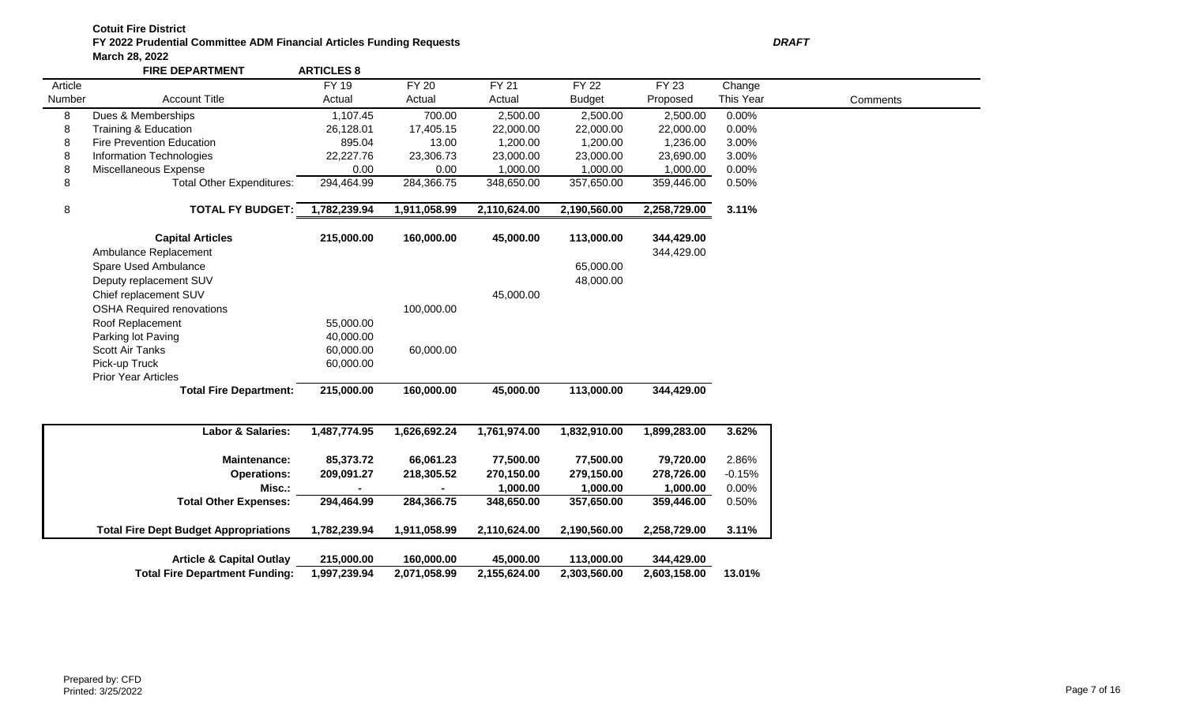**Cotuit Fire District**
**FY 2022 Prudential Committee ADM Financial Articles Funding Requests** ***DRAFT***
**March 28, 2022**

**FIRE DEPARTMENT** **ARTICLES 8**

| Article Number | Account Title | FY 19 Actual | FY 20 Actual | FY 21 Actual | FY 22 Budget | FY 23 Proposed | Change This Year | Comments |
|---|---|---|---|---|---|---|---|---|
| 8 | Dues & Memberships | 1,107.45 | 700.00 | 2,500.00 | 2,500.00 | 2,500.00 | 0.00% | |
| 8 | Training & Education | 26,128.01 | 17,405.15 | 22,000.00 | 22,000.00 | 22,000.00 | 0.00% | |
| 8 | Fire Prevention Education | 895.04 | 13.00 | 1,200.00 | 1,200.00 | 1,236.00 | 3.00% | |
| 8 | Information Technologies | 22,227.76 | 23,306.73 | 23,000.00 | 23,000.00 | 23,690.00 | 3.00% | |
| 8 | Miscellaneous Expense | 0.00 | 0.00 | 1,000.00 | 1,000.00 | 1,000.00 | 0.00% | |
| 8 | Total Other Expenditures: | 294,464.99 | 284,366.75 | 348,650.00 | 357,650.00 | 359,446.00 | 0.50% | |
| 8 | **TOTAL FY BUDGET:** | **1,782,239.94** | **1,911,058.99** | **2,110,624.00** | **2,190,560.00** | **2,258,729.00** | **3.11%** | |
| | **Capital Articles** | **215,000.00** | **160,000.00** | **45,000.00** | **113,000.00** | **344,429.00** | | |
| | Ambulance Replacement | | | | | 344,429.00 | | |
| | Spare Used Ambulance | | | | 65,000.00 | | | |
| | Deputy replacement SUV | | | | 48,000.00 | | | |
| | Chief replacement SUV | | | 45,000.00 | | | | |
| | OSHA Required renovations | | 100,000.00 | | | | | |
| | Roof Replacement | 55,000.00 | | | | | | |
| | Parking lot Paving | 40,000.00 | | | | | | |
| | Scott Air Tanks | 60,000.00 | 60,000.00 | | | | | |
| | Pick-up Truck | 60,000.00 | | | | | | |
| | Prior Year Articles | | | | | | | |
| | **Total Fire Department:** | **215,000.00** | **160,000.00** | **45,000.00** | **113,000.00** | **344,429.00** | | |

| | FY 19 Actual | FY 20 Actual | FY 21 Actual | FY 22 Budget | FY 23 Proposed | Change This Year |
|---|---|---|---|---|---|---|
| **Labor & Salaries:** | **1,487,774.95** | **1,626,692.24** | **1,761,974.00** | **1,832,910.00** | **1,899,283.00** | **3.62%** |
| **Maintenance:** | **85,373.72** | **66,061.23** | **77,500.00** | **77,500.00** | **79,720.00** | 2.86% |
| **Operations:** | **209,091.27** | **218,305.52** | **270,150.00** | **279,150.00** | **278,726.00** | -0.15% |
| **Misc.:** | **-** | **-** | **1,000.00** | **1,000.00** | **1,000.00** | 0.00% |
| **Total Other Expenses:** | **294,464.99** | **284,366.75** | **348,650.00** | **357,650.00** | **359,446.00** | 0.50% |
| **Total Fire Dept Budget Appropriations** | **1,782,239.94** | **1,911,058.99** | **2,110,624.00** | **2,190,560.00** | **2,258,729.00** | **3.11%** |
| **Article & Capital Outlay** | **215,000.00** | **160,000.00** | **45,000.00** | **113,000.00** | **344,429.00** | |
| **Total Fire Department Funding:** | **1,997,239.94** | **2,071,058.99** | **2,155,624.00** | **2,303,560.00** | **2,603,158.00** | **13.01%** |

Prepared by: CFD
Printed: 3/25/2022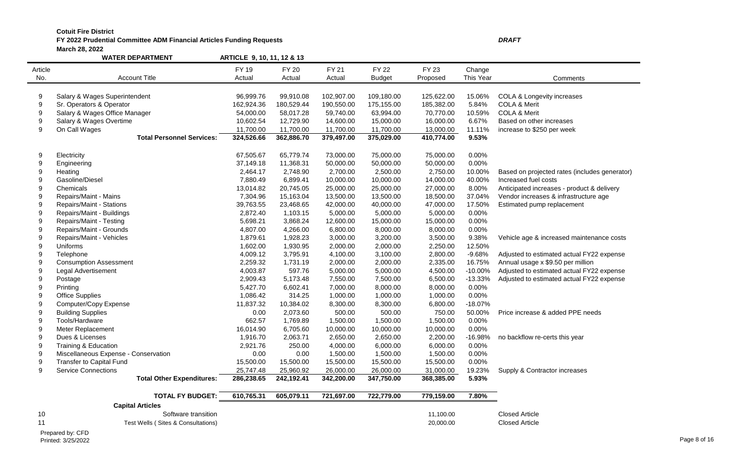**Cotuit Fire District**

**FY 2022 Prudential Committee ADM Financial Articles Funding Requests** *DRAFT*

**March 28, 2022**

**WATER DEPARTMENT** **ARTICLE 9, 10, 11, 12 & 13**

| Article No. | Account Title | FY 19 Actual | FY 20 Actual | FY 21 Actual | FY 22 Budget | FY 23 Proposed | Change This Year | Comments |
|---|---|---|---|---|---|---|---|---|
| 9 | Salary & Wages Superintendent | 96,999.76 | 99,910.08 | 102,907.00 | 109,180.00 | 125,622.00 | 15.06% | COLA & Longevity increases |
| 9 | Sr. Operators & Operator | 162,924.36 | 180,529.44 | 190,550.00 | 175,155.00 | 185,382.00 | 5.84% | COLA & Merit |
| 9 | Salary & Wages Office Manager | 54,000.00 | 58,017.28 | 59,740.00 | 63,994.00 | 70,770.00 | 10.59% | COLA & Merit |
| 9 | Salary & Wages Overtime | 10,602.54 | 12,729.90 | 14,600.00 | 15,000.00 | 16,000.00 | 6.67% | Based on other increases |
| 9 | On Call Wages | 11,700.00 | 11,700.00 | 11,700.00 | 11,700.00 | 13,000.00 | 11.11% | increase to $250 per week |
| | **Total Personnel Services:** | **324,526.66** | **362,886.70** | **379,497.00** | **375,029.00** | **410,774.00** | **9.53%** | |
| 9 | Electricity | 67,505.67 | 65,779.74 | 73,000.00 | 75,000.00 | 75,000.00 | 0.00% | |
| 9 | Engineering | 37,149.18 | 11,368.31 | 50,000.00 | 50,000.00 | 50,000.00 | 0.00% | |
| 9 | Heating | 2,464.17 | 2,748.90 | 2,700.00 | 2,500.00 | 2,750.00 | 10.00% | Based on projected rates (includes generator) |
| 9 | Gasoline/Diesel | 7,880.49 | 6,899.41 | 10,000.00 | 10,000.00 | 14,000.00 | 40.00% | Increased fuel costs |
| 9 | Chemicals | 13,014.82 | 20,745.05 | 25,000.00 | 25,000.00 | 27,000.00 | 8.00% | Anticipated increases - product & delivery |
| 9 | Repairs/Maint - Mains | 7,304.96 | 15,163.04 | 13,500.00 | 13,500.00 | 18,500.00 | 37.04% | Vendor increases & infrastructure age |
| 9 | Repairs/Maint - Stations | 39,763.55 | 23,468.65 | 42,000.00 | 40,000.00 | 47,000.00 | 17.50% | Estimated pump replacement |
| 9 | Repairs/Maint - Buildings | 2,872.40 | 1,103.15 | 5,000.00 | 5,000.00 | 5,000.00 | 0.00% | |
| 9 | Repairs/Maint - Testing | 5,698.21 | 3,868.24 | 12,600.00 | 15,000.00 | 15,000.00 | 0.00% | |
| 9 | Repairs/Maint - Grounds | 4,807.00 | 4,266.00 | 6,800.00 | 8,000.00 | 8,000.00 | 0.00% | |
| 9 | Repairs/Maint - Vehicles | 1,879.61 | 1,928.23 | 3,000.00 | 3,200.00 | 3,500.00 | 9.38% | Vehicle age & increased maintenance costs |
| 9 | Uniforms | 1,602.00 | 1,930.95 | 2,000.00 | 2,000.00 | 2,250.00 | 12.50% | |
| 9 | Telephone | 4,009.12 | 3,795.91 | 4,100.00 | 3,100.00 | 2,800.00 | -9.68% | Adjusted to estimated actual FY22 expense |
| 9 | Consumption Assessment | 2,259.32 | 1,731.19 | 2,000.00 | 2,000.00 | 2,335.00 | 16.75% | Annual usage x $9.50 per million |
| 9 | Legal Advertisement | 4,003.87 | 597.76 | 5,000.00 | 5,000.00 | 4,500.00 | -10.00% | Adjusted to estimated actual FY22 expense |
| 9 | Postage | 2,909.43 | 5,173.48 | 7,550.00 | 7,500.00 | 6,500.00 | -13.33% | Adjusted to estimated actual FY22 expense |
| 9 | Printing | 5,427.70 | 6,602.41 | 7,000.00 | 8,000.00 | 8,000.00 | 0.00% | |
| 9 | Office Supplies | 1,086.42 | 314.25 | 1,000.00 | 1,000.00 | 1,000.00 | 0.00% | |
| 9 | Computer/Copy Expense | 11,837.32 | 10,384.02 | 8,300.00 | 8,300.00 | 6,800.00 | -18.07% | |
| 9 | Building Supplies | 0.00 | 2,073.60 | 500.00 | 500.00 | 750.00 | 50.00% | Price increase & added PPE needs |
| 9 | Tools/Hardware | 662.57 | 1,769.89 | 1,500.00 | 1,500.00 | 1,500.00 | 0.00% | |
| 9 | Meter Replacement | 16,014.90 | 6,705.60 | 10,000.00 | 10,000.00 | 10,000.00 | 0.00% | |
| 9 | Dues & Licenses | 1,916.70 | 2,063.71 | 2,650.00 | 2,650.00 | 2,200.00 | -16.98% | no backflow re-certs this year |
| 9 | Training & Education | 2,921.76 | 250.00 | 4,000.00 | 6,000.00 | 6,000.00 | 0.00% | |
| 9 | Miscellaneous Expense - Conservation | 0.00 | 0.00 | 1,500.00 | 1,500.00 | 1,500.00 | 0.00% | |
| 9 | Transfer to Capital Fund | 15,500.00 | 15,500.00 | 15,500.00 | 15,500.00 | 15,500.00 | 0.00% | |
| 9 | Service Connections | 25,747.48 | 25,960.92 | 26,000.00 | 26,000.00 | 31,000.00 | 19.23% | Supply & Contractor increases |
| | **Total Other Expenditures:** | **286,238.65** | **242,192.41** | **342,200.00** | **347,750.00** | **368,385.00** | **5.93%** | |
| | **TOTAL FY BUDGET:** | **610,765.31** | **605,079.11** | **721,697.00** | **722,779.00** | **779,159.00** | **7.80%** | |
| | **Capital Articles** | | | | | | | |
| 10 | Software transition | | | | | 11,100.00 | | Closed Article |
| 11 | Test Wells ( Sites & Consultations) | | | | | 20,000.00 | | Closed Article |

Prepared by: CFD
Printed: 3/25/2022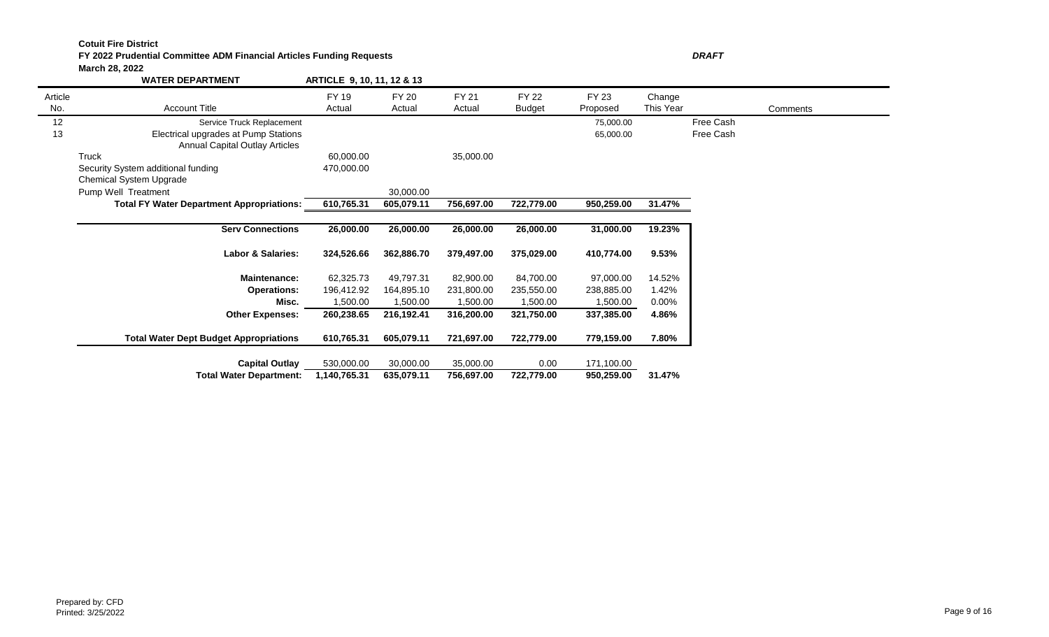**Cotuit Fire District**
**FY 2022 Prudential Committee ADM Financial Articles Funding Requests** ***DRAFT***
**March 28, 2022**

**WATER DEPARTMENT** **ARTICLE 9, 10, 11, 12 & 13**

| Article No. | Account Title | FY 19 Actual | FY 20 Actual | FY 21 Actual | FY 22 Budget | FY 23 Proposed | Change This Year | Comments |
|---|---|---|---|---|---|---|---|---|
| 12 | Service Truck Replacement | | | | | 75,000.00 | | Free Cash |
| 13 | Electrical upgrades at Pump Stations | | | | | 65,000.00 | | Free Cash |
| | Annual Capital Outlay Articles | | | | | | | |
| | Truck | 60,000.00 | | 35,000.00 | | | | |
| | Security System additional funding | 470,000.00 | | | | | | |
| | Chemical System Upgrade | | | | | | | |
| | Pump Well Treatment | | 30,000.00 | | | | | |
| | **Total FY Water Department Appropriations:** | **610,765.31** | **605,079.11** | **756,697.00** | **722,779.00** | **950,259.00** | **31.47%** | |
| | **Serv Connections** | **26,000.00** | **26,000.00** | **26,000.00** | **26,000.00** | **31,000.00** | **19.23%** | |
| | **Labor & Salaries:** | **324,526.66** | **362,886.70** | **379,497.00** | **375,029.00** | **410,774.00** | **9.53%** | |
| | **Maintenance:** | 62,325.73 | 49,797.31 | 82,900.00 | 84,700.00 | 97,000.00 | 14.52% | |
| | **Operations:** | 196,412.92 | 164,895.10 | 231,800.00 | 235,550.00 | 238,885.00 | 1.42% | |
| | **Misc.** | 1,500.00 | 1,500.00 | 1,500.00 | 1,500.00 | 1,500.00 | 0.00% | |
| | **Other Expenses:** | **260,238.65** | **216,192.41** | **316,200.00** | **321,750.00** | **337,385.00** | **4.86%** | |
| | **Total Water Dept Budget Appropriations** | **610,765.31** | **605,079.11** | **721,697.00** | **722,779.00** | **779,159.00** | **7.80%** | |
| | **Capital Outlay** | 530,000.00 | 30,000.00 | 35,000.00 | 0.00 | 171,100.00 | | |
| | **Total Water Department:** | **1,140,765.31** | **635,079.11** | **756,697.00** | **722,779.00** | **950,259.00** | **31.47%** | |

Prepared by: CFD
Printed: 3/25/2022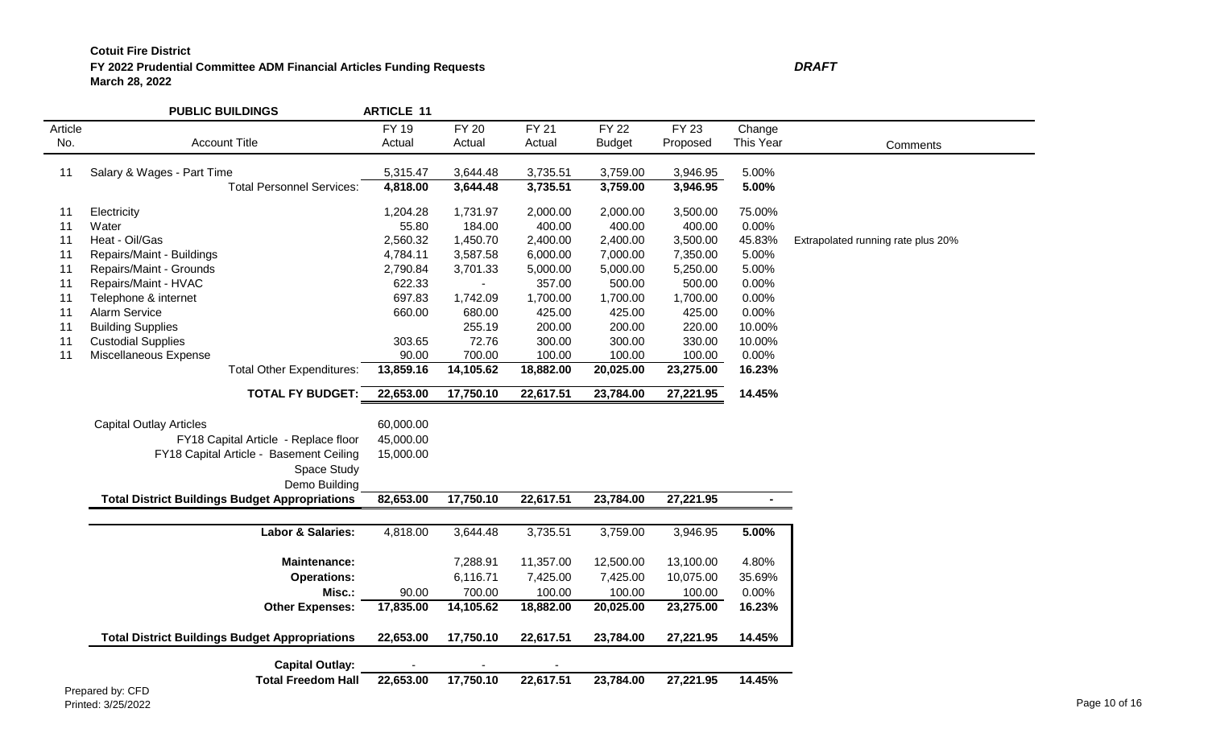**Cotuit Fire District**
**FY 2022 Prudential Committee ADM Financial Articles Funding Requests** ***DRAFT***
**March 28, 2022**

| Article No. | **PUBLIC BUILDINGS** Account Title | **ARTICLE 11** FY 19 Actual | FY 20 Actual | FY 21 Actual | FY 22 Budget | FY 23 Proposed | Change This Year | Comments |
|---|---|---|---|---|---|---|---|---|
| 11 | Salary & Wages - Part Time | 5,315.47 | 3,644.48 | 3,735.51 | 3,759.00 | 3,946.95 | 5.00% | |
| | **Total Personnel Services:** | **4,818.00** | **3,644.48** | **3,735.51** | **3,759.00** | **3,946.95** | **5.00%** | |
| 11 | Electricity | 1,204.28 | 1,731.97 | 2,000.00 | 2,000.00 | 3,500.00 | 75.00% | |
| 11 | Water | 55.80 | 184.00 | 400.00 | 400.00 | 400.00 | 0.00% | |
| 11 | Heat - Oil/Gas | 2,560.32 | 1,450.70 | 2,400.00 | 2,400.00 | 3,500.00 | 45.83% | Extrapolated running rate plus 20% |
| 11 | Repairs/Maint - Buildings | 4,784.11 | 3,587.58 | 6,000.00 | 7,000.00 | 7,350.00 | 5.00% | |
| 11 | Repairs/Maint - Grounds | 2,790.84 | 3,701.33 | 5,000.00 | 5,000.00 | 5,250.00 | 5.00% | |
| 11 | Repairs/Maint - HVAC | 622.33 | - | 357.00 | 500.00 | 500.00 | 0.00% | |
| 11 | Telephone & internet | 697.83 | 1,742.09 | 1,700.00 | 1,700.00 | 1,700.00 | 0.00% | |
| 11 | Alarm Service | 660.00 | 680.00 | 425.00 | 425.00 | 425.00 | 0.00% | |
| 11 | Building Supplies | | 255.19 | 200.00 | 200.00 | 220.00 | 10.00% | |
| 11 | Custodial Supplies | 303.65 | 72.76 | 300.00 | 300.00 | 330.00 | 10.00% | |
| 11 | Miscellaneous Expense | 90.00 | 700.00 | 100.00 | 100.00 | 100.00 | 0.00% | |
| | **Total Other Expenditures:** | **13,859.16** | **14,105.62** | **18,882.00** | **20,025.00** | **23,275.00** | **16.23%** | |
| | **TOTAL FY BUDGET:** | **22,653.00** | **17,750.10** | **22,617.51** | **23,784.00** | **27,221.95** | **14.45%** | |
| | Capital Outlay Articles | 60,000.00 | | | | | | |
| | FY18 Capital Article - Replace floor | 45,000.00 | | | | | | |
| | FY18 Capital Article - Basement Ceiling | 15,000.00 | | | | | | |
| | Space Study | | | | | | | |
| | Demo Building | | | | | | | |
| | **Total District Buildings Budget Appropriations** | **82,653.00** | **17,750.10** | **22,617.51** | **23,784.00** | **27,221.95** | **-** | |
| | **Labor & Salaries:** | 4,818.00 | 3,644.48 | 3,735.51 | 3,759.00 | 3,946.95 | **5.00%** | |
| | **Maintenance:** | | 7,288.91 | 11,357.00 | 12,500.00 | 13,100.00 | 4.80% | |
| | **Operations:** | | 6,116.71 | 7,425.00 | 7,425.00 | 10,075.00 | 35.69% | |
| | **Misc.:** | 90.00 | 700.00 | 100.00 | 100.00 | 100.00 | 0.00% | |
| | **Other Expenses:** | **17,835.00** | **14,105.62** | **18,882.00** | **20,025.00** | **23,275.00** | **16.23%** | |
| | **Total District Buildings Budget Appropriations** | **22,653.00** | **17,750.10** | **22,617.51** | **23,784.00** | **27,221.95** | **14.45%** | |
| | **Capital Outlay:** | - | - | - | | | | |
| | **Total Freedom Hall** | **22,653.00** | **17,750.10** | **22,617.51** | **23,784.00** | **27,221.95** | **14.45%** | |

Prepared by: CFD
Printed: 3/25/2022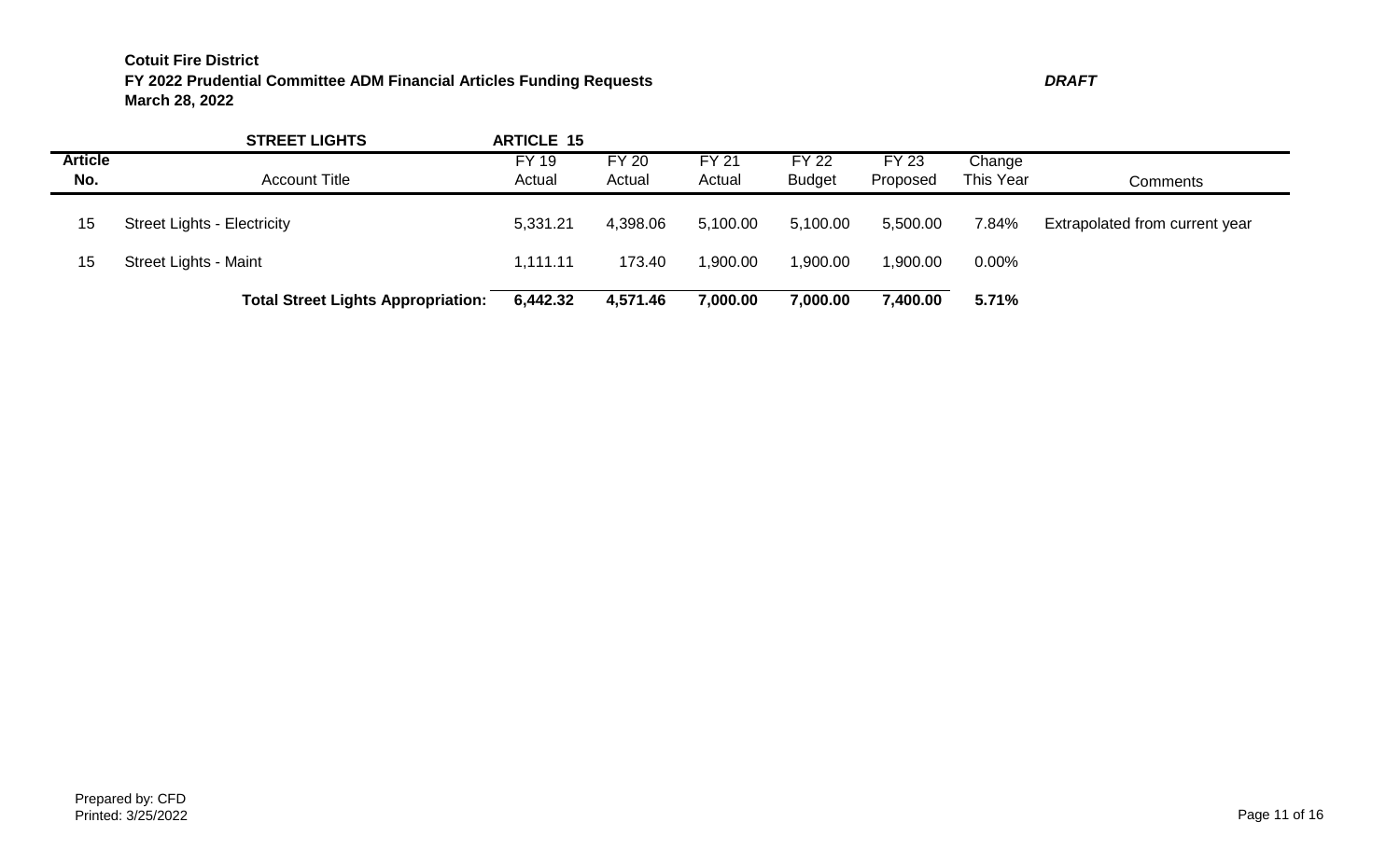**Cotuit Fire District**
**FY 2022 Prudential Committee ADM Financial Articles Funding Requests** ***DRAFT***
**March 28, 2022**

| | **STREET LIGHTS** | **ARTICLE 15** | | | | | | |
|---|---|---|---|---|---|---|---|---|
| **Article No.** | Account Title | FY 19 Actual | FY 20 Actual | FY 21 Actual | FY 22 Budget | FY 23 Proposed | Change This Year | Comments |
| 15 | Street Lights - Electricity | 5,331.21 | 4,398.06 | 5,100.00 | 5,100.00 | 5,500.00 | 7.84% | Extrapolated from current year |
| 15 | Street Lights - Maint | 1,111.11 | 173.40 | 1,900.00 | 1,900.00 | 1,900.00 | 0.00% | |
| | **Total Street Lights Appropriation:** | **6,442.32** | **4,571.46** | **7,000.00** | **7,000.00** | **7,400.00** | **5.71%** | |

Prepared by: CFD
Printed: 3/25/2022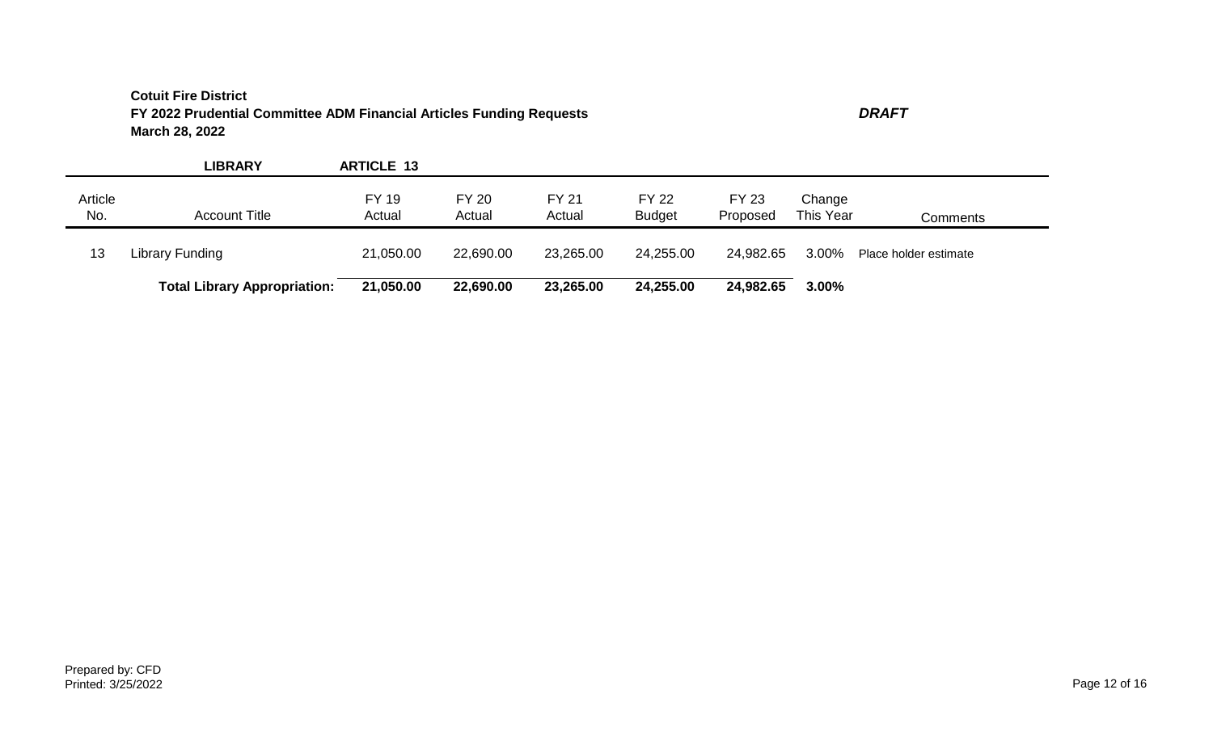**Cotuit Fire District**
**FY 2022 Prudential Committee ADM Financial Articles Funding Requests** ***DRAFT***
**March 28, 2022**

| | **LIBRARY** | **ARTICLE 13** | | | | | | |
|---|---|---|---|---|---|---|---|---|
| Article No. | Account Title | FY 19 Actual | FY 20 Actual | FY 21 Actual | FY 22 Budget | FY 23 Proposed | Change This Year | Comments |
| 13 | Library Funding | 21,050.00 | 22,690.00 | 23,265.00 | 24,255.00 | 24,982.65 | 3.00% | Place holder estimate |
| | **Total Library Appropriation:** | **21,050.00** | **22,690.00** | **23,265.00** | **24,255.00** | **24,982.65** | **3.00%** | |

Prepared by: CFD
Printed: 3/25/2022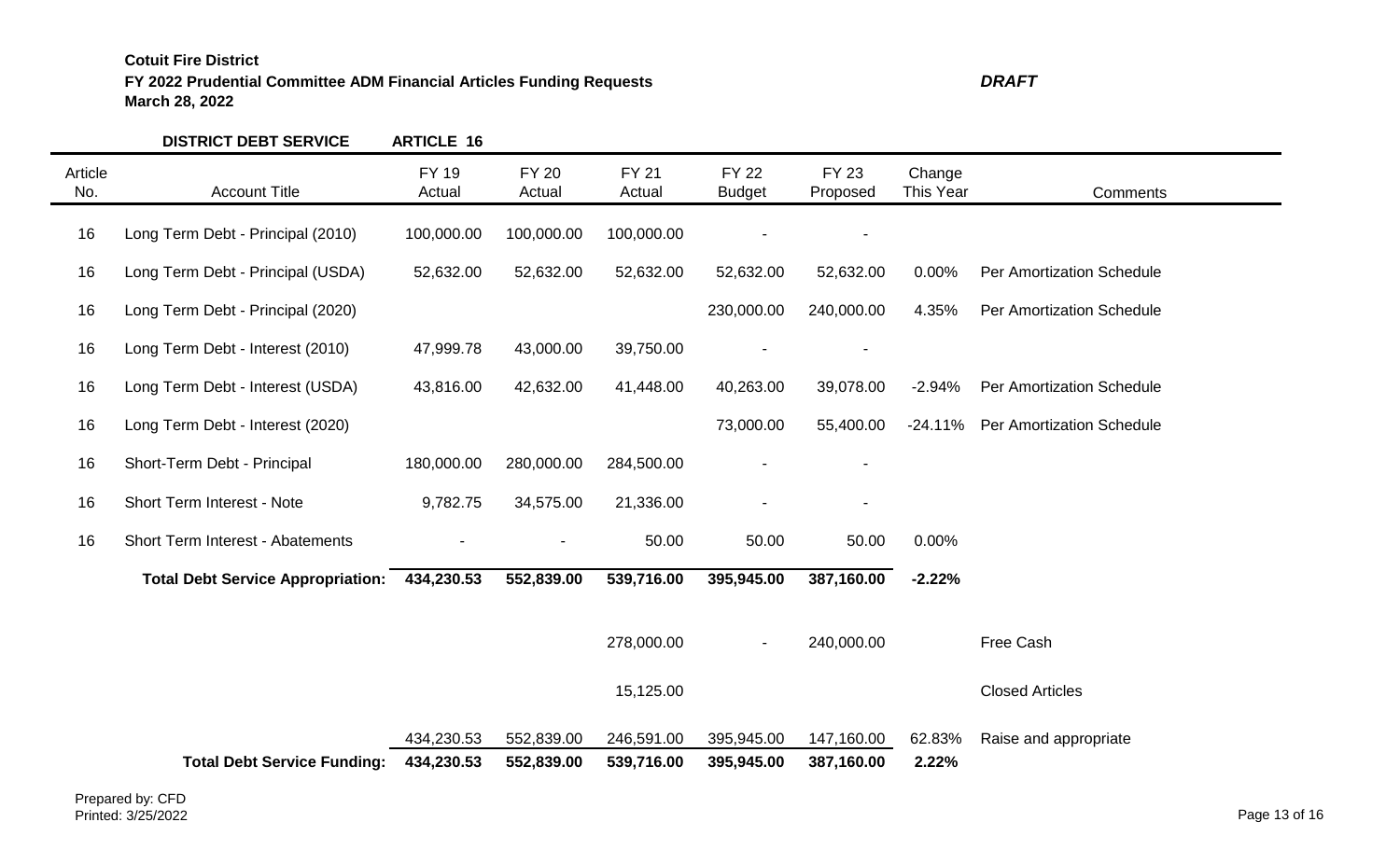**Cotuit Fire District**
**FY 2022 Prudential Committee ADM Financial Articles Funding Requests** ***DRAFT***
**March 28, 2022**

**DISTRICT DEBT SERVICE** **ARTICLE 16**

| Article No. | Account Title | FY 19 Actual | FY 20 Actual | FY 21 Actual | FY 22 Budget | FY 23 Proposed | Change This Year | Comments |
|---|---|---|---|---|---|---|---|---|
| 16 | Long Term Debt - Principal (2010) | 100,000.00 | 100,000.00 | 100,000.00 | - | - | | |
| 16 | Long Term Debt - Principal (USDA) | 52,632.00 | 52,632.00 | 52,632.00 | 52,632.00 | 52,632.00 | 0.00% | Per Amortization Schedule |
| 16 | Long Term Debt - Principal (2020) | | | | 230,000.00 | 240,000.00 | 4.35% | Per Amortization Schedule |
| 16 | Long Term Debt - Interest (2010) | 47,999.78 | 43,000.00 | 39,750.00 | - | - | | |
| 16 | Long Term Debt - Interest (USDA) | 43,816.00 | 42,632.00 | 41,448.00 | 40,263.00 | 39,078.00 | -2.94% | Per Amortization Schedule |
| 16 | Long Term Debt - Interest (2020) | | | | 73,000.00 | 55,400.00 | -24.11% | Per Amortization Schedule |
| 16 | Short-Term Debt - Principal | 180,000.00 | 280,000.00 | 284,500.00 | - | - | | |
| 16 | Short Term Interest - Note | 9,782.75 | 34,575.00 | 21,336.00 | - | - | | |
| 16 | Short Term Interest - Abatements | - | - | 50.00 | 50.00 | 50.00 | 0.00% | |
| | **Total Debt Service Appropriation:** | **434,230.53** | **552,839.00** | **539,716.00** | **395,945.00** | **387,160.00** | **-2.22%** | |
| | | | | 278,000.00 | - | 240,000.00 | | Free Cash |
| | | | | 15,125.00 | | | | Closed Articles |
| | | 434,230.53 | 552,839.00 | 246,591.00 | 395,945.00 | 147,160.00 | 62.83% | Raise and appropriate |
| | **Total Debt Service Funding:** | **434,230.53** | **552,839.00** | **539,716.00** | **395,945.00** | **387,160.00** | **2.22%** | |

Prepared by: CFD
Printed: 3/25/2022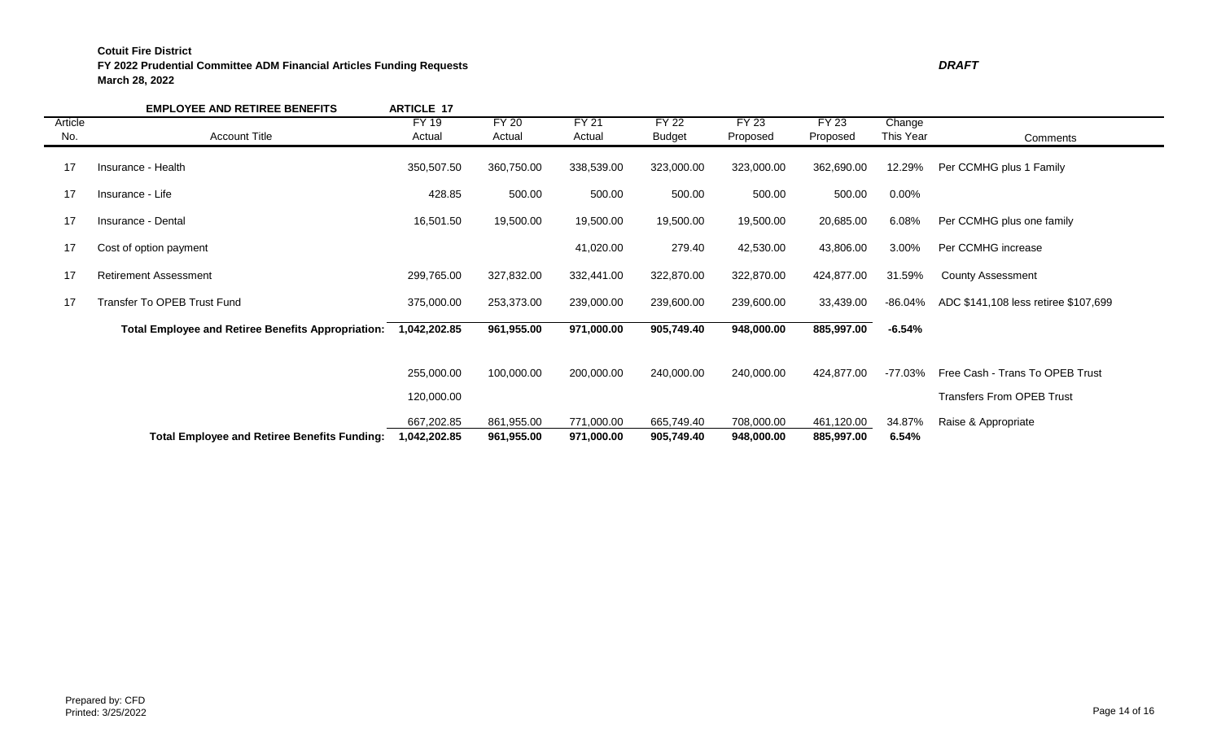**Cotuit Fire District**
**FY 2022 Prudential Committee ADM Financial Articles Funding Requests** ***DRAFT***
**March 28, 2022**

| Article No. | **EMPLOYEE AND RETIREE BENEFITS** Account Title | **ARTICLE 17** FY 19 Actual | FY 20 Actual | FY 21 Actual | FY 22 Budget | FY 23 Proposed | FY 23 Proposed | Change This Year | Comments |
|---|---|---|---|---|---|---|---|---|---|
| 17 | Insurance - Health | 350,507.50 | 360,750.00 | 338,539.00 | 323,000.00 | 323,000.00 | 362,690.00 | 12.29% | Per CCMHG plus 1 Family |
| 17 | Insurance - Life | 428.85 | 500.00 | 500.00 | 500.00 | 500.00 | 500.00 | 0.00% | |
| 17 | Insurance - Dental | 16,501.50 | 19,500.00 | 19,500.00 | 19,500.00 | 19,500.00 | 20,685.00 | 6.08% | Per CCMHG plus one family |
| 17 | Cost of option payment | | | 41,020.00 | 279.40 | 42,530.00 | 43,806.00 | 3.00% | Per CCMHG increase |
| 17 | Retirement Assessment | 299,765.00 | 327,832.00 | 332,441.00 | 322,870.00 | 322,870.00 | 424,877.00 | 31.59% | County Assessment |
| 17 | Transfer To OPEB Trust Fund | 375,000.00 | 253,373.00 | 239,000.00 | 239,600.00 | 239,600.00 | 33,439.00 | -86.04% | ADC $141,108 less retiree $107,699 |
| | **Total Employee and Retiree Benefits Appropriation:** | **1,042,202.85** | **961,955.00** | **971,000.00** | **905,749.40** | **948,000.00** | **885,997.00** | **-6.54%** | |
| | | 255,000.00 | 100,000.00 | 200,000.00 | 240,000.00 | 240,000.00 | 424,877.00 | -77.03% | Free Cash - Trans To OPEB Trust |
| | | 120,000.00 | | | | | | | Transfers From OPEB Trust |
| | | 667,202.85 | 861,955.00 | 771,000.00 | 665,749.40 | 708,000.00 | 461,120.00 | 34.87% | Raise & Appropriate |
| | **Total Employee and Retiree Benefits Funding:** | **1,042,202.85** | **961,955.00** | **971,000.00** | **905,749.40** | **948,000.00** | **885,997.00** | **6.54%** | |

Prepared by: CFD
Printed: 3/25/2022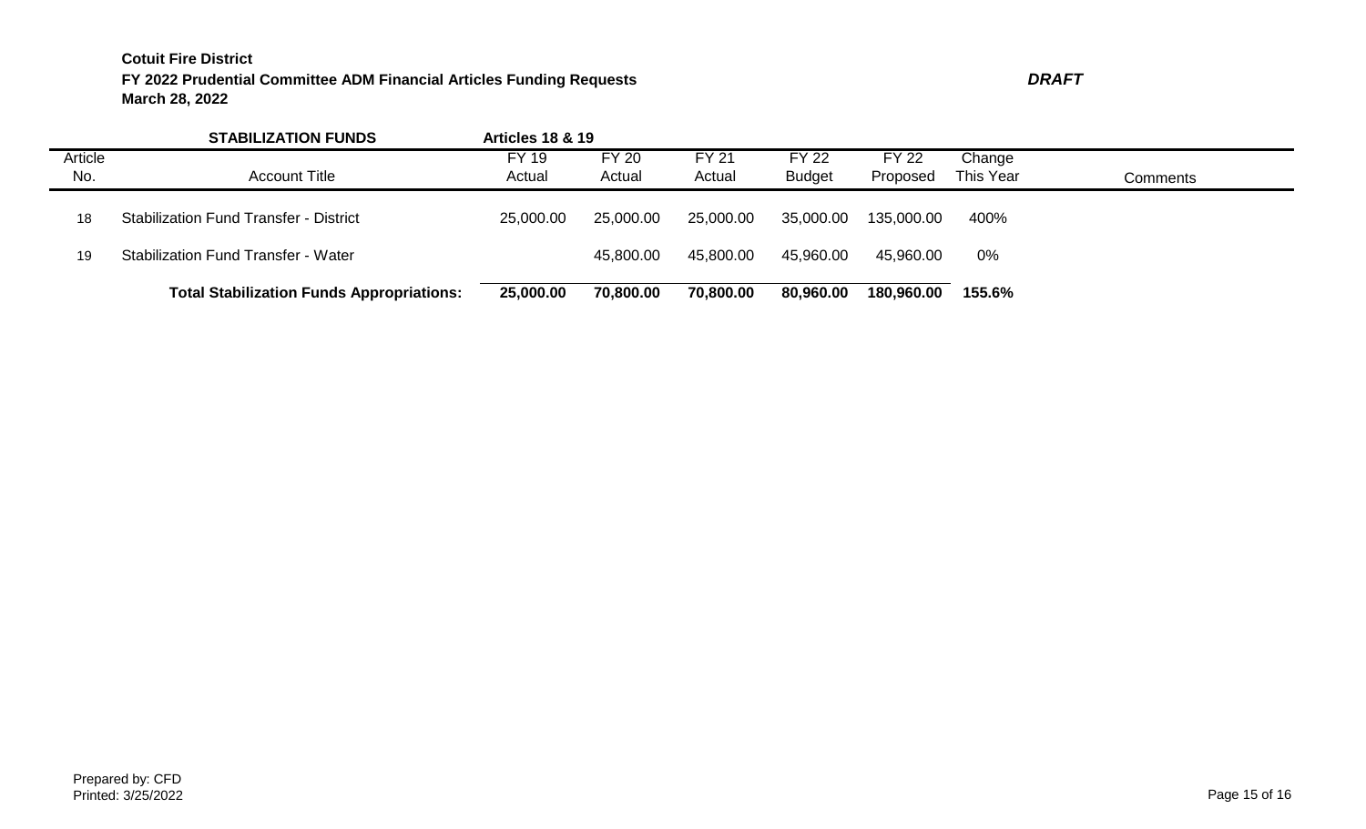**Cotuit Fire District**
**FY 2022 Prudential Committee ADM Financial Articles Funding Requests** ***DRAFT***
**March 28, 2022**

| | **STABILIZATION FUNDS** | **Articles 18 & 19** | | | | | | |
|---|---|---|---|---|---|---|---|---|
| Article No. | Account Title | FY 19 Actual | FY 20 Actual | FY 21 Actual | FY 22 Budget | FY 22 Proposed | Change This Year | Comments |
| 18 | Stabilization Fund Transfer - District | 25,000.00 | 25,000.00 | 25,000.00 | 35,000.00 | 135,000.00 | 400% | |
| 19 | Stabilization Fund Transfer - Water | | 45,800.00 | 45,800.00 | 45,960.00 | 45,960.00 | 0% | |
| | **Total Stabilization Funds Appropriations:** | **25,000.00** | **70,800.00** | **70,800.00** | **80,960.00** | **180,960.00** | **155.6%** | |

Prepared by: CFD
Printed: 3/25/2022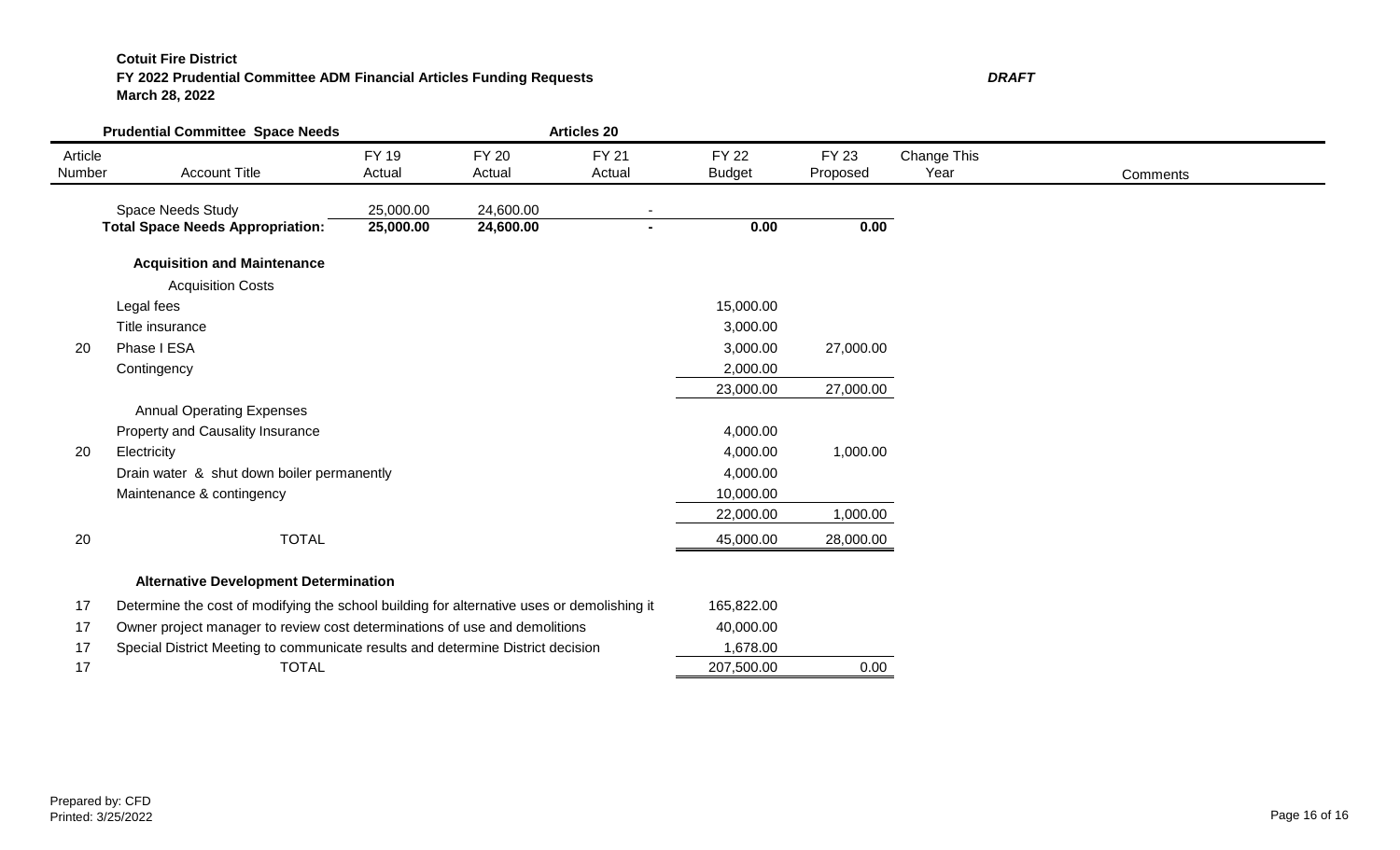**Cotuit Fire District**
**FY 2022 Prudential Committee ADM Financial Articles Funding Requests** ***DRAFT***
**March 28, 2022**

| **Prudential Committee Space Needs** | | | | **Articles 20** | | | | |
|---|---|---|---|---|---|---|---|---|
| Article Number | Account Title | FY 19 Actual | FY 20 Actual | FY 21 Actual | FY 22 Budget | FY 23 Proposed | Change This Year | Comments |
| | Space Needs Study | 25,000.00 | 24,600.00 | - | | | | |
| | **Total Space Needs Appropriation:** | **25,000.00** | **24,600.00** | **-** | **0.00** | **0.00** | | |
| | **Acquisition and Maintenance** | | | | | | | |
| | Acquisition Costs | | | | | | | |
| | Legal fees | | | | 15,000.00 | | | |
| | Title insurance | | | | 3,000.00 | | | |
| 20 | Phase I ESA | | | | 3,000.00 | 27,000.00 | | |
| | Contingency | | | | 2,000.00 | | | |
| | | | | | 23,000.00 | 27,000.00 | | |
| | Annual Operating Expenses | | | | | | | |
| | Property and Causality Insurance | | | | 4,000.00 | | | |
| 20 | Electricity | | | | 4,000.00 | 1,000.00 | | |
| | Drain water & shut down boiler permanently | | | | 4,000.00 | | | |
| | Maintenance & contingency | | | | 10,000.00 | | | |
| | | | | | 22,000.00 | 1,000.00 | | |
| 20 | TOTAL | | | | 45,000.00 | 28,000.00 | | |
| | **Alternative Development Determination** | | | | | | | |
| 17 | Determine the cost of modifying the school building for alternative uses or demolishing it | | | | 165,822.00 | | | |
| 17 | Owner project manager to review cost determinations of use and demolitions | | | | 40,000.00 | | | |
| 17 | Special District Meeting to communicate results and determine District decision | | | | 1,678.00 | | | |
| 17 | TOTAL | | | | 207,500.00 | 0.00 | | |

Prepared by: CFD
Printed: 3/25/2022